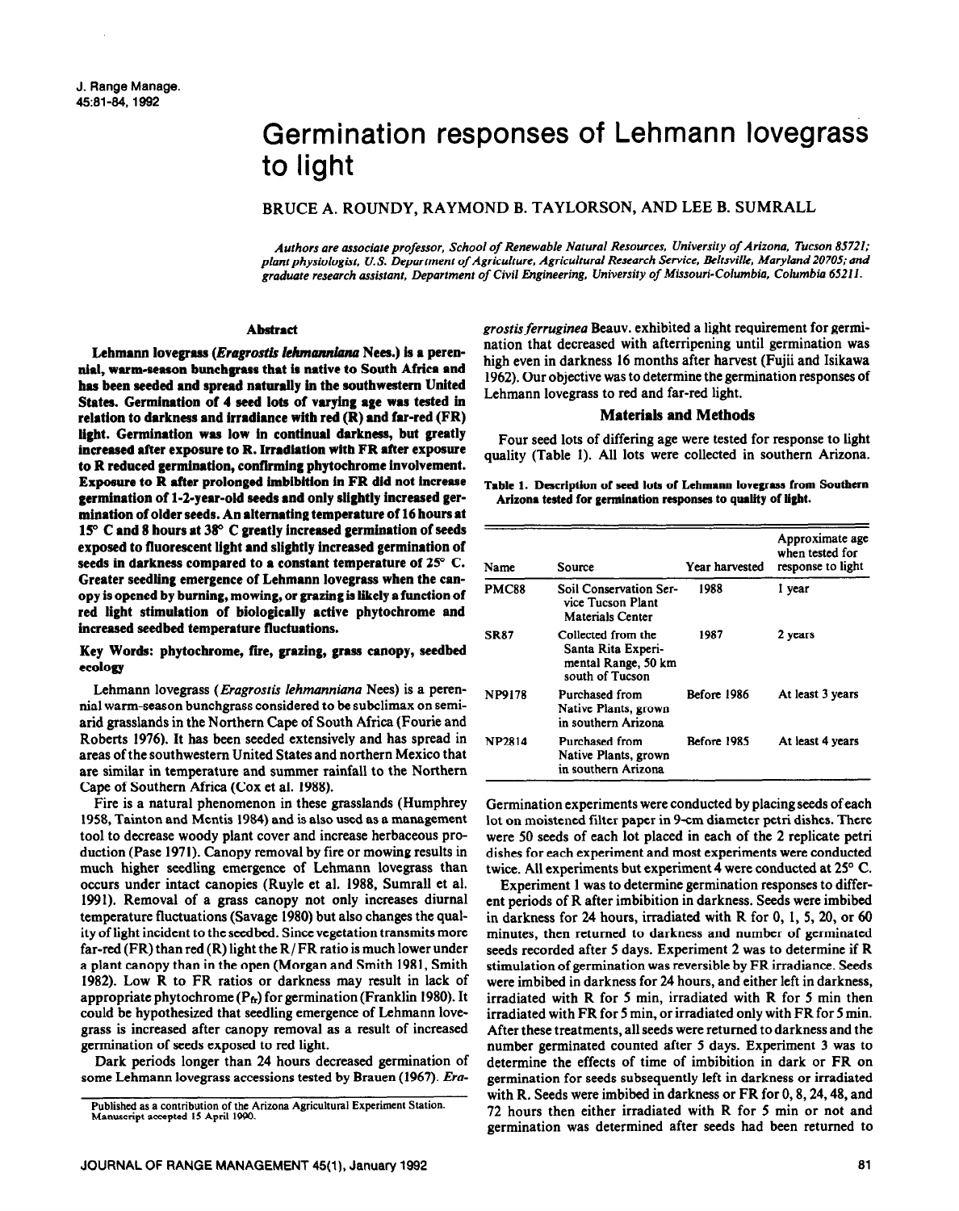# Germination responses of Lehmann lovegrass to light

BRUCE A. ROUNDY, RAYMOND B. TAYLORSON, AND LEE B. SUMRALL

*Authors are associate professor, School of Renewable Natural Resources, University of Arizona, Tucson 85721; plant physiologist, U.S. Department of Agriculture, Agricultural Research Service, Beltsville, Maryland 20705; and graduate research assistant, Department of Civil Engineering, University of Missouri-Columbia, Columbia 65211.*

## Abstract

**Lehmann lovegrass (*Eragrostis lehmanniana* Nees.) is a perennial, warm-season bunchgrass that is native to South Africa and has been seeded and spread naturally in the southwestern United States. Germination of 4 seed lots of varying age was tested in relation to darkness and irradiance with red (R) and far-red (FR) light. Germination was low in continual darkness, but greatly increased after exposure to R. Irradiation with FR after exposure to R reduced germination, confirming phytochrome involvement. Exposure to R after prolonged imbibition in FR did not increase germination of 1-2-year-old seeds and only slightly increased germination of older seeds. An alternating temperature of 16 hours at 15° C and 8 hours at 38° C greatly increased germination of seeds exposed to fluorescent light and slightly increased germination of seeds in darkness compared to a constant temperature of 25° C. Greater seedling emergence of Lehmann lovegrass when the canopy is opened by burning, mowing, or grazing is likely a function of red light stimulation of biologically active phytochrome and increased seedbed temperature fluctuations.**

**Key Words: phytochrome, fire, grazing, grass canopy, seedbed ecology**

Lehmann lovegrass (*Eragrostis lehmanniana* Nees) is a perennial warm-season bunchgrass considered to be subclimax on semi-arid grasslands in the Northern Cape of South Africa (Fourie and Roberts 1976). It has been seeded extensively and has spread in areas of the southwestern United States and northern Mexico that are similar in temperature and summer rainfall to the Northern Cape of Southern Africa (Cox et al. 1988).

Fire is a natural phenomenon in these grasslands (Humphrey 1958, Tainton and Mentis 1984) and is also used as a management tool to decrease woody plant cover and increase herbaceous production (Pase 1971). Canopy removal by fire or mowing results in much higher seedling emergence of Lehmann lovegrass than occurs under intact canopies (Ruyle et al. 1988, Sumrall et al. 1991). Removal of a grass canopy not only increases diurnal temperature fluctuations (Savage 1980) but also changes the quality of light incident to the seedbed. Since vegetation transmits more far-red (FR) than red (R) light the R/FR ratio is much lower under a plant canopy than in the open (Morgan and Smith 1981, Smith 1982). Low R to FR ratios or darkness may result in lack of appropriate phytochrome ($P_{fr}$) for germination (Franklin 1980). It could be hypothesized that seedling emergence of Lehmann lovegrass is increased after canopy removal as a result of increased germination of seeds exposed to red light.

Dark periods longer than 24 hours decreased germination of some Lehmann lovegrass accessions tested by Brauen (1967). *Eragrostis ferruginea* Beauv. exhibited a light requirement for germination that decreased with afterripening until germination was high even in darkness 16 months after harvest (Fujii and Isikawa 1962). Our objective was to determine the germination responses of Lehmann lovegrass to red and far-red light.

## Materials and Methods

Four seed lots of differing age were tested for response to light quality (Table 1). All lots were collected in southern Arizona.

**Table 1. Description of seed lots of Lehmann lovegrass from Southern Arizona tested for germination responses to quality of light.**

| Name | Source | Year harvested | Approximate age when tested for response to light |
|---|---|---|---|
| PMC88 | Soil Conservation Service Tucson Plant Materials Center | 1988 | 1 year |
| SR87 | Collected from the Santa Rita Experimental Range, 50 km south of Tucson | 1987 | 2 years |
| NP9178 | Purchased from Native Plants, grown in southern Arizona | Before 1986 | At least 3 years |
| NP2814 | Purchased from Native Plants, grown in southern Arizona | Before 1985 | At least 4 years |

Germination experiments were conducted by placing seeds of each lot on moistened filter paper in 9-cm diameter petri dishes. There were 50 seeds of each lot placed in each of the 2 replicate petri dishes for each experiment and most experiments were conducted twice. All experiments but experiment 4 were conducted at 25° C.

Experiment 1 was to determine germination responses to different periods of R after imbibition in darkness. Seeds were imbibed in darkness for 24 hours, irradiated with R for 0, 1, 5, 20, or 60 minutes, then returned to darkness and number of germinated seeds recorded after 5 days. Experiment 2 was to determine if R stimulation of germination was reversible by FR irradiance. Seeds were imbibed in darkness for 24 hours, and either left in darkness, irradiated with R for 5 min, irradiated with R for 5 min then irradiated with FR for 5 min, or irradiated only with FR for 5 min. After these treatments, all seeds were returned to darkness and the number germinated counted after 5 days. Experiment 3 was to determine the effects of time of imbibition in dark or FR on germination for seeds subsequently left in darkness or irradiated with R. Seeds were imbibed in darkness or FR for 0, 8, 24, 48, and 72 hours then either irradiated with R for 5 min or not and germination was determined after seeds had been returned to

Published as a contribution of the Arizona Agricultural Experiment Station. Manuscript accepted 15 April 1990.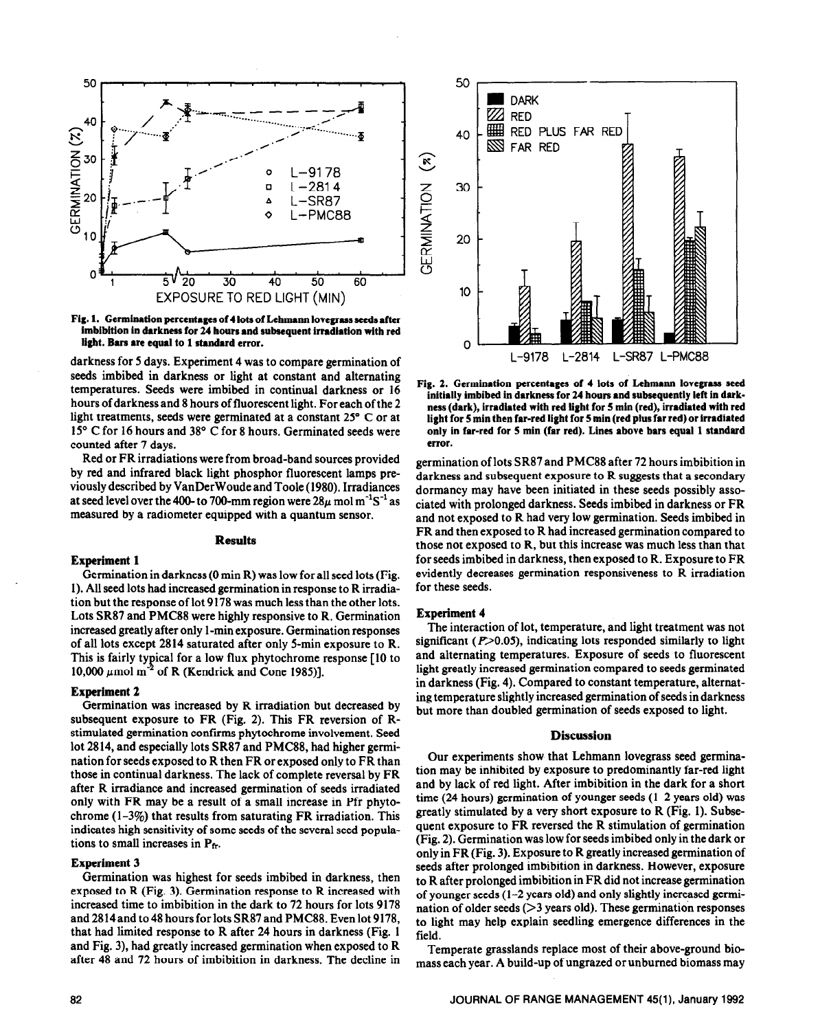Fig. 1. Germination percentages of 4 lots of Lehmann lovegrass seeds after imbibition in darkness for 24 hours and subsequent irradiation with red light. Bars are equal to 1 standard error.

Fig. 2. Germination percentages of 4 lots of Lehmann lovegrass seed initially imbibed in darkness for 24 hours and subsequently left in darkness (dark), irradiated with red light for 5 min (red), irradiated with red light for 5 min then far-red light for 5 min (red plus far red) or irradiated only in far-red for 5 min (far red). Lines above bars equal 1 standard error.

darkness for 5 days. Experiment 4 was to compare germination of seeds imbibed in darkness or light at constant and alternating temperatures. Seeds were imbibed in continual darkness or 16 hours of darkness and 8 hours of fluorescent light. For each of the 2 light treatments, seeds were germinated at a constant 25° C or at 15° C for 16 hours and 38° C for 8 hours. Germinated seeds were counted after 7 days.

Red or FR irradiations were from broad-band sources provided by red and infrared black light phosphor fluorescent lamps previously described by VanDerWoude and Toole (1980). Irradiances at seed level over the 400- to 700-mm region were $28\mu$ mol $m^{-1}S^{-1}$ as measured by a radiometer equipped with a quantum sensor.

## Results

### Experiment 1

Germination in darkness (0 min R) was low for all seed lots (Fig. 1). All seed lots had increased germination in response to R irradiation but the response of lot 9178 was much less than the other lots. Lots SR87 and PMC88 were highly responsive to R. Germination increased greatly after only 1-min exposure. Germination responses of all lots except 2814 saturated after only 5-min exposure to R. This is fairly typical for a low flux phytochrome response [10 to 10,000 $\mu$mol $m^{-2}$ of R (Kendrick and Cone 1985)].

### Experiment 2

Germination was increased by R irradiation but decreased by subsequent exposure to FR (Fig. 2). This FR reversion of R-stimulated germination confirms phytochrome involvement. Seed lot 2814, and especially lots SR87 and PMC88, had higher germination for seeds exposed to R then FR or exposed only to FR than those in continual darkness. The lack of complete reversal by FR after R irradiance and increased germination of seeds irradiated only with FR may be a result of a small increase in Pfr phytochrome (1–3%) that results from saturating FR irradiation. This indicates high sensitivity of some seeds of the several seed populations to small increases in $P_{fr}$.

### Experiment 3

Germination was highest for seeds imbibed in darkness, then exposed to R (Fig. 3). Germination response to R increased with increased time to imbibition in the dark to 72 hours for lots 9178 and 2814 and to 48 hours for lots SR87 and PMC88. Even lot 9178, that had limited response to R after 24 hours in darkness (Fig. 1 and Fig. 3), had greatly increased germination when exposed to R after 48 and 72 hours of imbibition in darkness. The decline in germination of lots SR87 and PMC88 after 72 hours imbibition in darkness and subsequent exposure to R suggests that a secondary dormancy may have been initiated in these seeds possibly associated with prolonged darkness. Seeds imbibed in darkness or FR and not exposed to R had very low germination. Seeds imbibed in FR and then exposed to R had increased germination compared to those not exposed to R, but this increase was much less than that for seeds imbibed in darkness, then exposed to R. Exposure to FR evidently decreases germination responsiveness to R irradiation for these seeds.

### Experiment 4

The interaction of lot, temperature, and light treatment was not significant ($P>0.05$), indicating lots responded similarly to light and alternating temperatures. Exposure of seeds to fluorescent light greatly increased germination compared to seeds germinated in darkness (Fig. 4). Compared to constant temperature, alternating temperature slightly increased germination of seeds in darkness but more than doubled germination of seeds exposed to light.

## Discussion

Our experiments show that Lehmann lovegrass seed germination may be inhibited by exposure to predominantly far-red light and by lack of red light. After imbibition in the dark for a short time (24 hours) germination of younger seeds (1–2 years old) was greatly stimulated by a very short exposure to R (Fig. 1). Subsequent exposure to FR reversed the R stimulation of germination (Fig. 2). Germination was low for seeds imbibed only in the dark or only in FR (Fig. 3). Exposure to R greatly increased germination of seeds after prolonged imbibition in darkness. However, exposure to R after prolonged imbibition in FR did not increase germination of younger seeds (1–2 years old) and only slightly increased germination of older seeds (>3 years old). These germination responses to light may help explain seedling emergence differences in the field.

Temperate grasslands replace most of their above-ground biomass each year. A build-up of ungrazed or unburned biomass may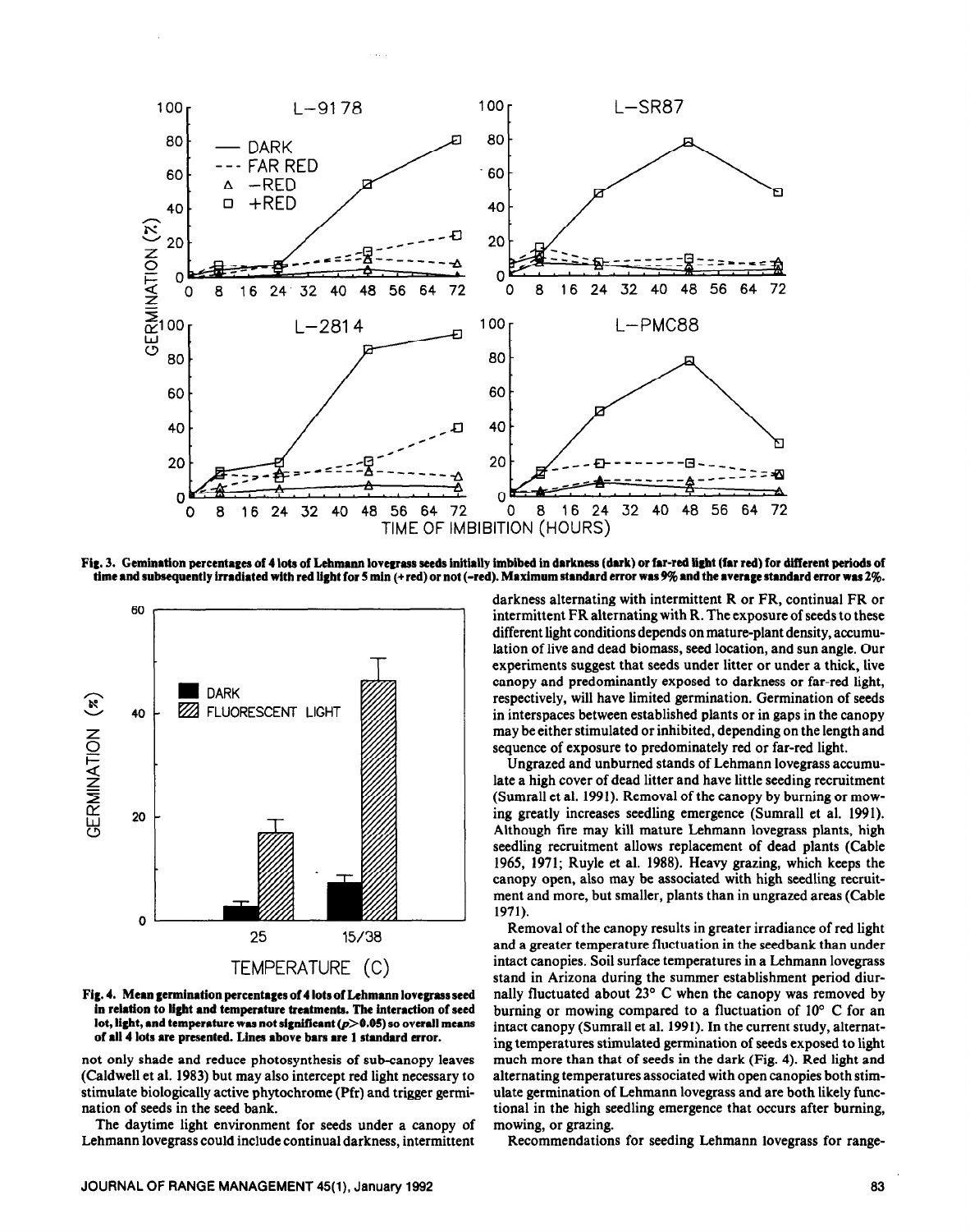**Fig. 3. Gemination percentages of 4 lots of Lehmann lovegrass seeds initially imbibed in darkness (dark) or far-red light (far red) for different periods of time and subsequently irradiated with red light for 5 min (+red) or not (–red). Maximum standard error was 9% and the average standard error was 2%.**

**Fig. 4. Mean germination percentages of 4 lots of Lehmann lovegrass seed in relation to light and temperature treatments. The interaction of seed lot, light, and temperature was not significant ($p>0.05$) so overall means of all 4 lots are presented. Lines above bars are 1 standard error.**

not only shade and reduce photosynthesis of sub-canopy leaves (Caldwell et al. 1983) but may also intercept red light necessary to stimulate biologically active phytochrome (Pfr) and trigger germination of seeds in the seed bank.

The daytime light environment for seeds under a canopy of Lehmann lovegrass could include continual darkness, intermittent darkness alternating with intermittent R or FR, continual FR or intermittent FR alternating with R. The exposure of seeds to these different light conditions depends on mature-plant density, accumulation of live and dead biomass, seed location, and sun angle. Our experiments suggest that seeds under litter or under a thick, live canopy and predominantly exposed to darkness or far-red light, respectively, will have limited germination. Germination of seeds in interspaces between established plants or in gaps in the canopy may be either stimulated or inhibited, depending on the length and sequence of exposure to predominately red or far-red light.

Ungrazed and unburned stands of Lehmann lovegrass accumulate a high cover of dead litter and have little seeding recruitment (Sumrall et al. 1991). Removal of the canopy by burning or mowing greatly increases seedling emergence (Sumrall et al. 1991). Although fire may kill mature Lehmann lovegrass plants, high seedling recruitment allows replacement of dead plants (Cable 1965, 1971; Ruyle et al. 1988). Heavy grazing, which keeps the canopy open, also may be associated with high seedling recruitment and more, but smaller, plants than in ungrazed areas (Cable 1971).

Removal of the canopy results in greater irradiance of red light and a greater temperature fluctuation in the seedbank than under intact canopies. Soil surface temperatures in a Lehmann lovegrass stand in Arizona during the summer establishment period diurnally fluctuated about 23° C when the canopy was removed by burning or mowing compared to a fluctuation of 10° C for an intact canopy (Sumrall et al. 1991). In the current study, alternating temperatures stimulated germination of seeds exposed to light much more than that of seeds in the dark (Fig. 4). Red light and alternating temperatures associated with open canopies both stimulate germination of Lehmann lovegrass and are both likely functional in the high seedling emergence that occurs after burning, mowing, or grazing.

Recommendations for seeding Lehmann lovegrass for range-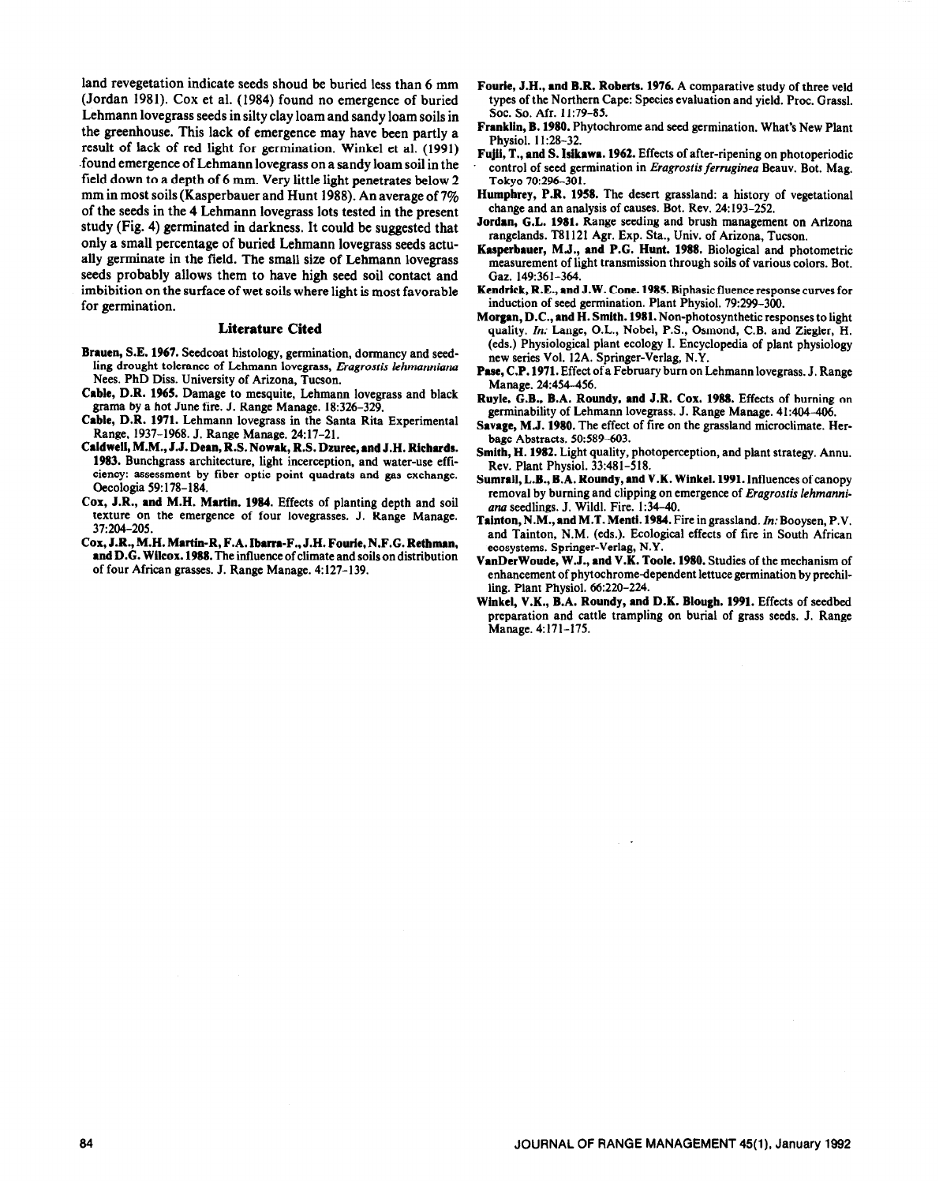land revegetation indicate seeds shoud be buried less than 6 mm (Jordan 1981). Cox et al. (1984) found no emergence of buried Lehmann lovegrass seeds in silty clay loam and sandy loam soils in the greenhouse. This lack of emergence may have been partly a result of lack of red light for germination. Winkel et al. (1991) found emergence of Lehmann lovegrass on a sandy loam soil in the field down to a depth of 6 mm. Very little light penetrates below 2 mm in most soils (Kasperbauer and Hunt 1988). An average of 7% of the seeds in the 4 Lehmann lovegrass lots tested in the present study (Fig. 4) germinated in darkness. It could be suggested that only a small percentage of buried Lehmann lovegrass seeds actually germinate in the field. The small size of Lehmann lovegrass seeds probably allows them to have high seed soil contact and imbibition on the surface of wet soils where light is most favorable for germination.

## Literature Cited

**Brauen, S.E. 1967.** Seedcoat histology, germination, dormancy and seedling drought tolerance of Lehmann lovegrass, *Eragrostis lehmanniana* Nees. PhD Diss. University of Arizona, Tucson.

**Cable, D.R. 1965.** Damage to mesquite, Lehmann lovegrass and black grama by a hot June fire. J. Range Manage. 18:326–329.

**Cable, D.R. 1971.** Lehmann lovegrass in the Santa Rita Experimental Range, 1937–1968. J. Range Manage. 24:17–21.

**Caldwell, M.M., J.J. Dean, R.S. Nowak, R.S. Dzurec, and J.H. Richards. 1983.** Bunchgrass architecture, light incerception, and water-use efficiency: assessment by fiber optic point quadrats and gas exchange. Oecologia 59:178–184.

**Cox, J.R., and M.H. Martin. 1984.** Effects of planting depth and soil texture on the emergence of four lovegrasses. J. Range Manage. 37:204–205.

**Cox, J.R., M.H. Martin-R, F.A. Ibarra-F., J.H. Fourie, N.F.G. Rethman, and D.G. Wilcox. 1988.** The influence of climate and soils on distribution of four African grasses. J. Range Manage. 4:127–139.

**Fourie, J.H., and B.R. Roberts. 1976.** A comparative study of three veld types of the Northern Cape: Species evaluation and yield. Proc. Grassl. Soc. So. Afr. 11:79–85.

**Franklin, B. 1980.** Phytochrome and seed germination. What's New Plant Physiol. 11:28–32.

**Fujii, T., and S. Isikawa. 1962.** Effects of after-ripening on photoperiodic control of seed germination in *Eragrostis ferruginea* Beauv. Bot. Mag. Tokyo 70:296–301.

**Humphrey, P.R. 1958.** The desert grassland: a history of vegetational change and an analysis of causes. Bot. Rev. 24:193–252.

**Jordan, G.L. 1981.** Range seeding and brush management on Arizona rangelands. T81121 Agr. Exp. Sta., Univ. of Arizona, Tucson.

**Kasperbauer, M.J., and P.G. Hunt. 1988.** Biological and photometric measurement of light transmission through soils of various colors. Bot. Gaz. 149:361–364.

**Kendrick, R.E., and J.W. Cone. 1985.** Biphasic fluence response curves for induction of seed germination. Plant Physiol. 79:299–300.

**Morgan, D.C., and H. Smith. 1981.** Non-photosynthetic responses to light quality. *In:* Lange, O.L., Nobel, P.S., Osmond, C.B. and Ziegler, H. (eds.) Physiological plant ecology I. Encyclopedia of plant physiology new series Vol. 12A. Springer-Verlag, N.Y.

**Pase, C.P. 1971.** Effect of a February burn on Lehmann lovegrass. J. Range Manage. 24:454–456.

**Ruyle, G.B., B.A. Roundy, and J.R. Cox. 1988.** Effects of burning on germinability of Lehmann lovegrass. J. Range Manage. 41:404–406.

**Savage, M.J. 1980.** The effect of fire on the grassland microclimate. Herbage Abstracts. 50:589–603.

**Smith, H. 1982.** Light quality, photoperception, and plant strategy. Annu. Rev. Plant Physiol. 33:481–518.

**Sumrall, L.B., B.A. Roundy, and V.K. Winkel. 1991.** Influences of canopy removal by burning and clipping on emergence of *Eragrostis lehmanniana* seedlings. J. Wildl. Fire. 1:34–40.

**Tainton, N.M., and M.T. Menti. 1984.** Fire in grassland. *In:* Booysen, P.V. and Tainton, N.M. (eds.). Ecological effects of fire in South African ecosystems. Springer-Verlag, N.Y.

**VanDerWoude, W.J., and V.K. Toole. 1980.** Studies of the mechanism of enhancement of phytochrome-dependent lettuce germination by prechilling. Plant Physiol. 66:220–224.

**Winkel, V.K., B.A. Roundy, and D.K. Blough. 1991.** Effects of seedbed preparation and cattle trampling on burial of grass seeds. J. Range Manage. 4:171–175.